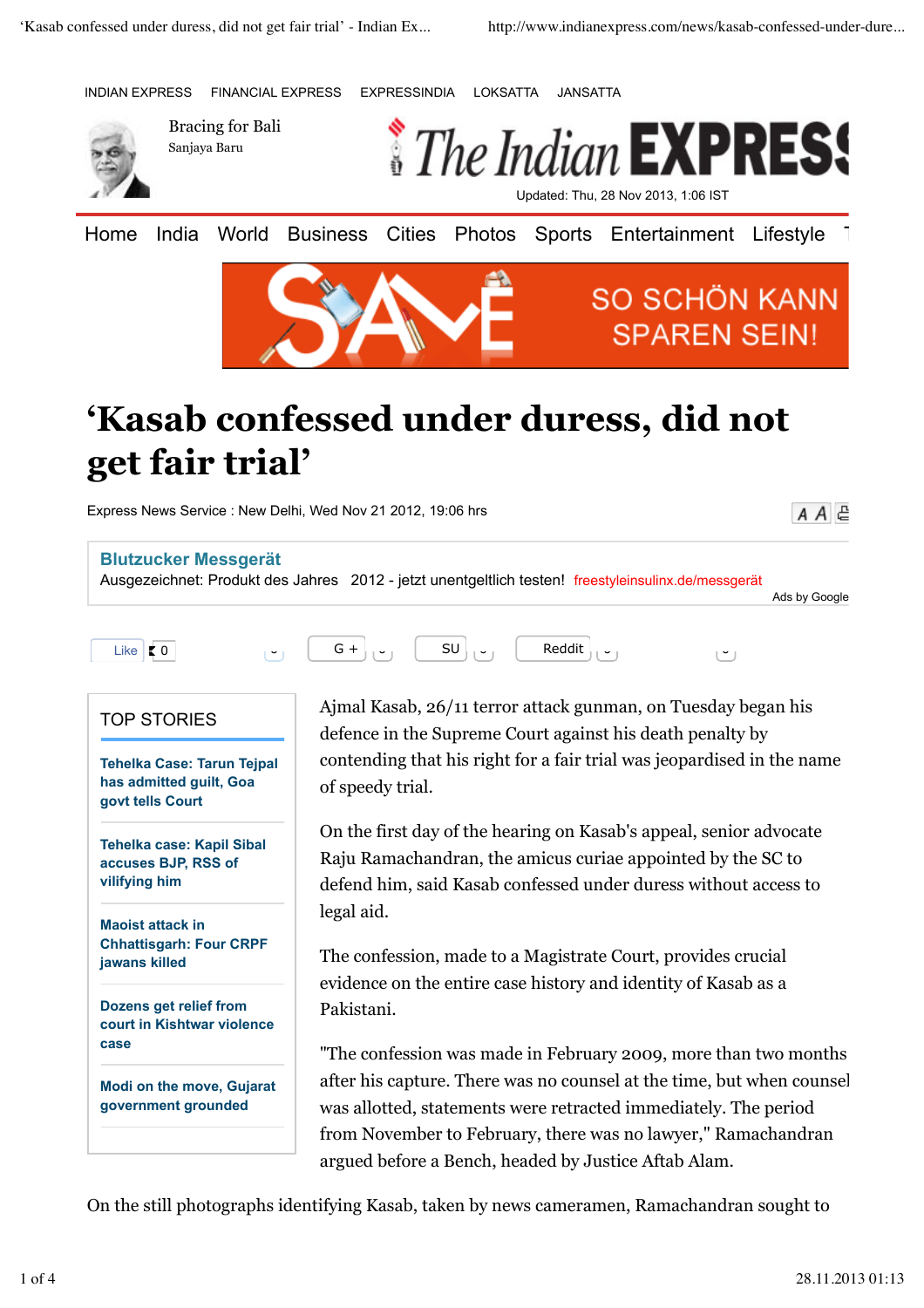INDIAN EXPRESS FINANCIAL EXPRESS EXPRESSINDIA LOKSATTA JANSATTA

Bracing for Bali
Sanjaya Baru

The Indian EXPRESS

Updated: Thu, 28 Nov 2013, 1:06 IST

Home India World Business Cities Photos Sports Entertainment Lifestyle

SAVE SO SCHÖN KANN SPAREN SEIN!

# 'Kasab confessed under duress, did not get fair trial'

Express News Service : New Delhi, Wed Nov 21 2012, 19:06 hrs

**Blutzucker Messgerät**
Ausgezeichnet: Produkt des Jahres 2012 - jetzt unentgeltlich testen! freestyleinsulinx.de/messgerät
Ads by Google

Like 0 G + SU Reddit

## TOP STORIES

- Tehelka Case: Tarun Tejpal has admitted guilt, Goa govt tells Court
- Tehelka case: Kapil Sibal accuses BJP, RSS of vilifying him
- Maoist attack in Chhattisgarh: Four CRPF jawans killed
- Dozens get relief from court in Kishtwar violence case
- Modi on the move, Gujarat government grounded

Ajmal Kasab, 26/11 terror attack gunman, on Tuesday began his defence in the Supreme Court against his death penalty by contending that his right for a fair trial was jeopardised in the name of speedy trial.

On the first day of the hearing on Kasab's appeal, senior advocate Raju Ramachandran, the amicus curiae appointed by the SC to defend him, said Kasab confessed under duress without access to legal aid.

The confession, made to a Magistrate Court, provides crucial evidence on the entire case history and identity of Kasab as a Pakistani.

"The confession was made in February 2009, more than two months after his capture. There was no counsel at the time, but when counsel was allotted, statements were retracted immediately. The period from November to February, there was no lawyer," Ramachandran argued before a Bench, headed by Justice Aftab Alam.

On the still photographs identifying Kasab, taken by news cameramen, Ramachandran sought to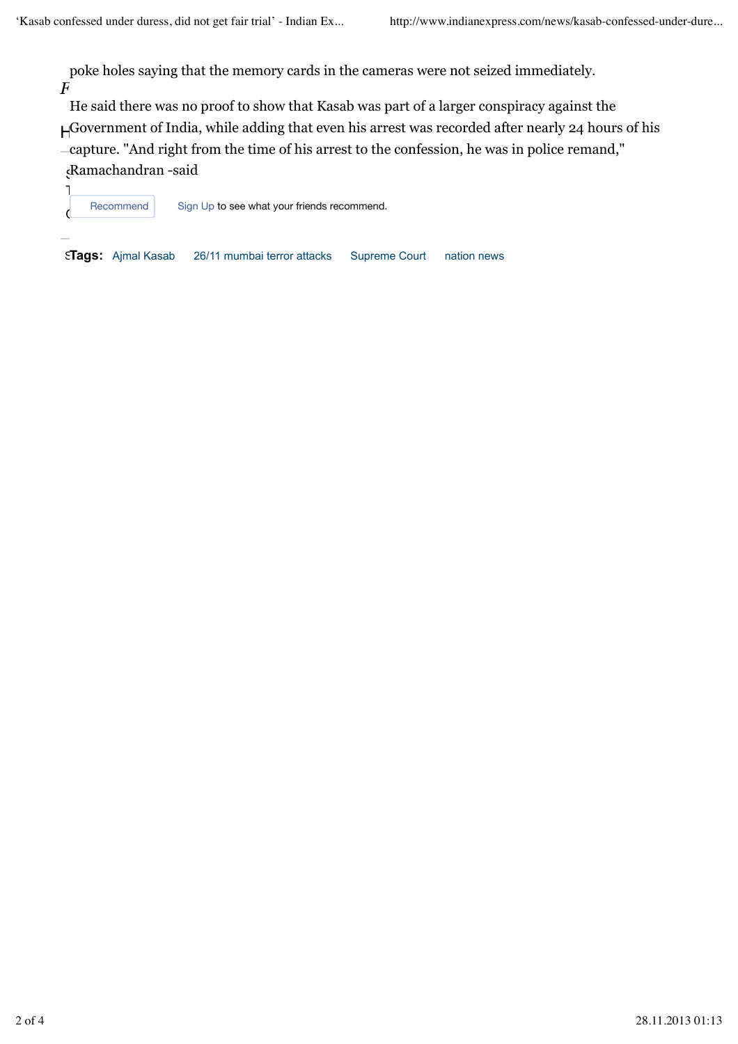poke holes saying that the memory cards in the cameras were not seized immediately.

He said there was no proof to show that Kasab was part of a larger conspiracy against the Government of India, while adding that even his arrest was recorded after nearly 24 hours of his capture. "And right from the time of his arrest to the confession, he was in police remand," Ramachandran -said

Recommend    Sign Up to see what your friends recommend.

**Tags:** Ajmal Kasab    26/11 mumbai terror attacks    Supreme Court    nation news